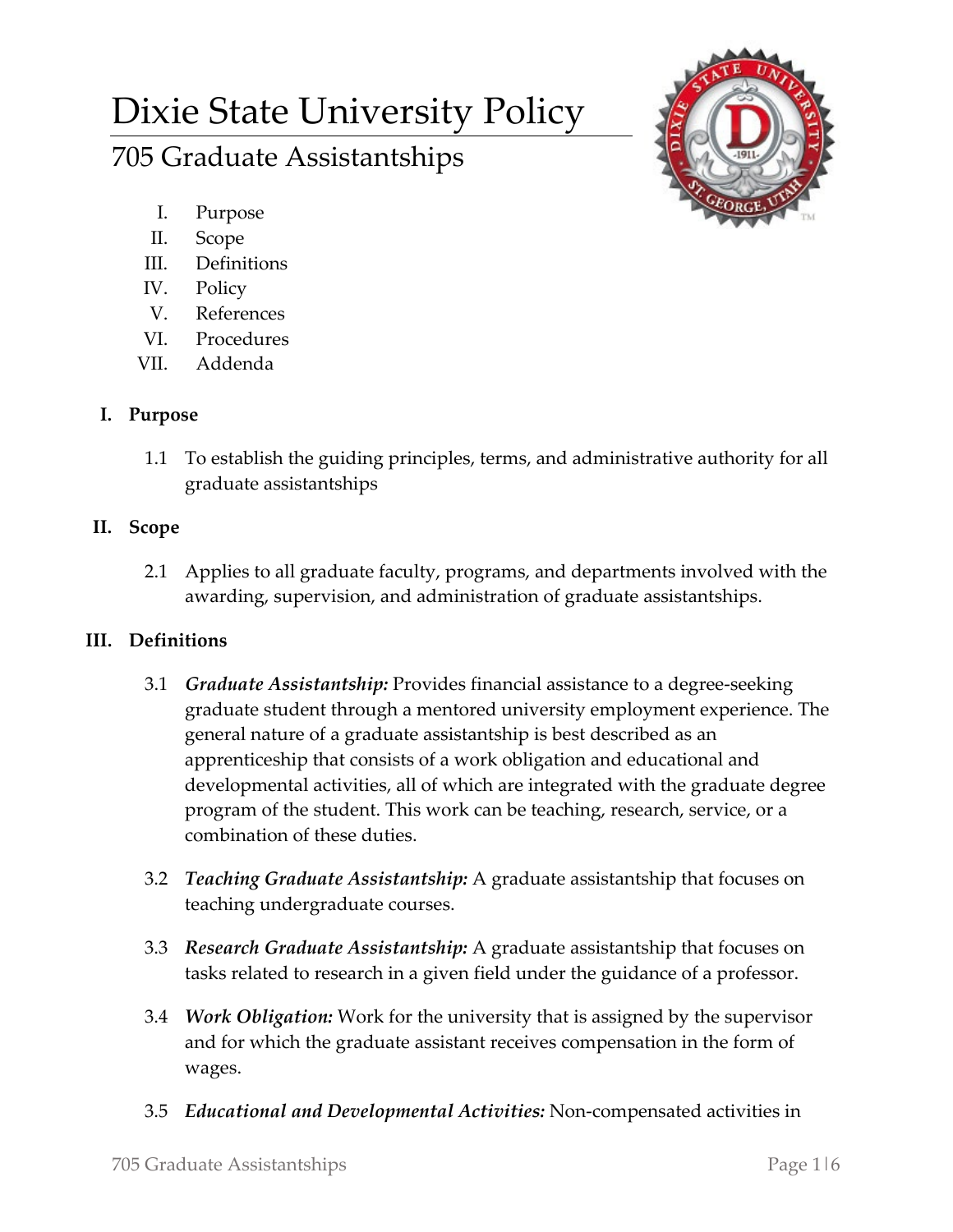# Dixie State University Policy

## 705 Graduate Assistantships

I. Purpose
II. Scope
III. Definitions
IV. Policy
V. References
VI. Procedures
VII. Addenda

### I. Purpose

1.1 To establish the guiding principles, terms, and administrative authority for all graduate assistantships

### II. Scope

2.1 Applies to all graduate faculty, programs, and departments involved with the awarding, supervision, and administration of graduate assistantships.

### III. Definitions

3.1 ***Graduate Assistantship:*** Provides financial assistance to a degree-seeking graduate student through a mentored university employment experience. The general nature of a graduate assistantship is best described as an apprenticeship that consists of a work obligation and educational and developmental activities, all of which are integrated with the graduate degree program of the student. This work can be teaching, research, service, or a combination of these duties.

3.2 ***Teaching Graduate Assistantship:*** A graduate assistantship that focuses on teaching undergraduate courses.

3.3 ***Research Graduate Assistantship:*** A graduate assistantship that focuses on tasks related to research in a given field under the guidance of a professor.

3.4 ***Work Obligation:*** Work for the university that is assigned by the supervisor and for which the graduate assistant receives compensation in the form of wages.

3.5 ***Educational and Developmental Activities:*** Non-compensated activities in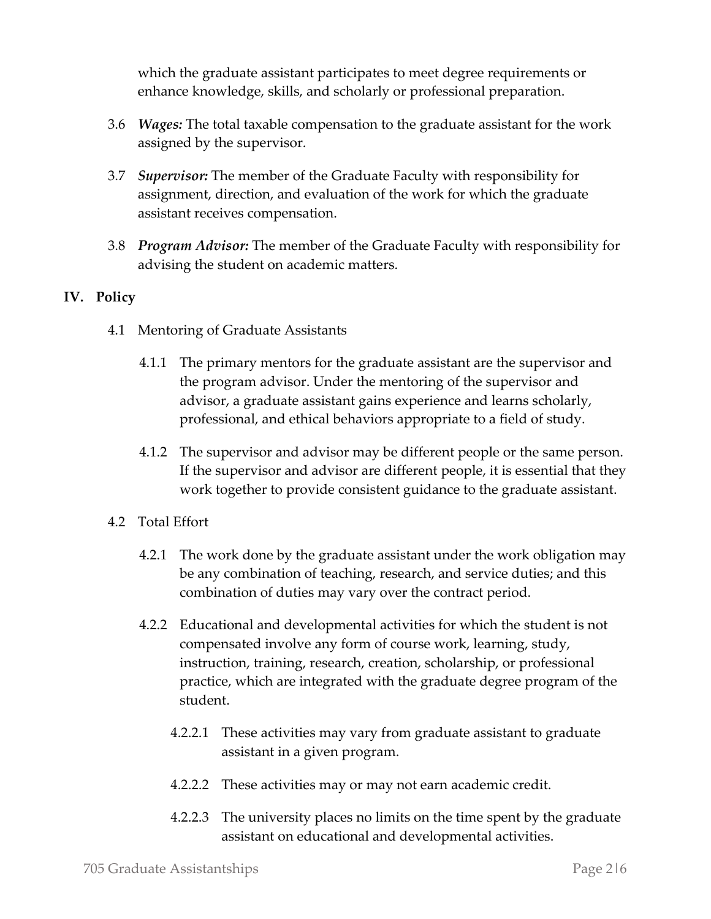which the graduate assistant participates to meet degree requirements or enhance knowledge, skills, and scholarly or professional preparation.

3.6 ***Wages:*** The total taxable compensation to the graduate assistant for the work assigned by the supervisor.

3.7 ***Supervisor:*** The member of the Graduate Faculty with responsibility for assignment, direction, and evaluation of the work for which the graduate assistant receives compensation.

3.8 ***Program Advisor:*** The member of the Graduate Faculty with responsibility for advising the student on academic matters.

## IV. Policy

4.1 Mentoring of Graduate Assistants

4.1.1 The primary mentors for the graduate assistant are the supervisor and the program advisor. Under the mentoring of the supervisor and advisor, a graduate assistant gains experience and learns scholarly, professional, and ethical behaviors appropriate to a field of study.

4.1.2 The supervisor and advisor may be different people or the same person. If the supervisor and advisor are different people, it is essential that they work together to provide consistent guidance to the graduate assistant.

4.2 Total Effort

4.2.1 The work done by the graduate assistant under the work obligation may be any combination of teaching, research, and service duties; and this combination of duties may vary over the contract period.

4.2.2 Educational and developmental activities for which the student is not compensated involve any form of course work, learning, study, instruction, training, research, creation, scholarship, or professional practice, which are integrated with the graduate degree program of the student.

4.2.2.1 These activities may vary from graduate assistant to graduate assistant in a given program.

4.2.2.2 These activities may or may not earn academic credit.

4.2.2.3 The university places no limits on the time spent by the graduate assistant on educational and developmental activities.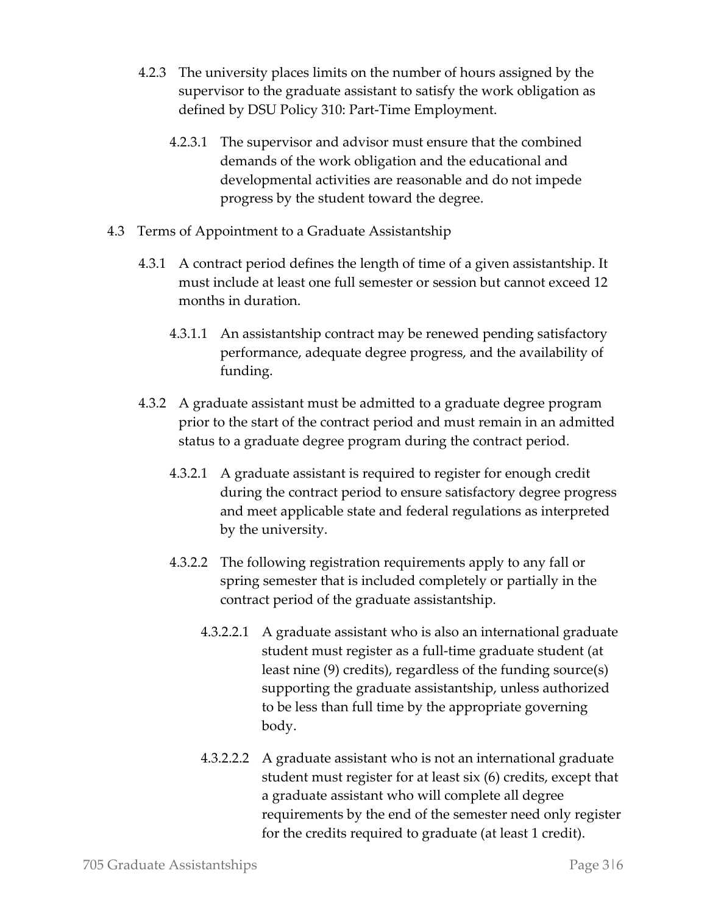4.2.3 The university places limits on the number of hours assigned by the supervisor to the graduate assistant to satisfy the work obligation as defined by DSU Policy 310: Part-Time Employment.

4.2.3.1 The supervisor and advisor must ensure that the combined demands of the work obligation and the educational and developmental activities are reasonable and do not impede progress by the student toward the degree.

4.3 Terms of Appointment to a Graduate Assistantship

4.3.1 A contract period defines the length of time of a given assistantship. It must include at least one full semester or session but cannot exceed 12 months in duration.

4.3.1.1 An assistantship contract may be renewed pending satisfactory performance, adequate degree progress, and the availability of funding.

4.3.2 A graduate assistant must be admitted to a graduate degree program prior to the start of the contract period and must remain in an admitted status to a graduate degree program during the contract period.

4.3.2.1 A graduate assistant is required to register for enough credit during the contract period to ensure satisfactory degree progress and meet applicable state and federal regulations as interpreted by the university.

4.3.2.2 The following registration requirements apply to any fall or spring semester that is included completely or partially in the contract period of the graduate assistantship.

4.3.2.2.1 A graduate assistant who is also an international graduate student must register as a full-time graduate student (at least nine (9) credits), regardless of the funding source(s) supporting the graduate assistantship, unless authorized to be less than full time by the appropriate governing body.

4.3.2.2.2 A graduate assistant who is not an international graduate student must register for at least six (6) credits, except that a graduate assistant who will complete all degree requirements by the end of the semester need only register for the credits required to graduate (at least 1 credit).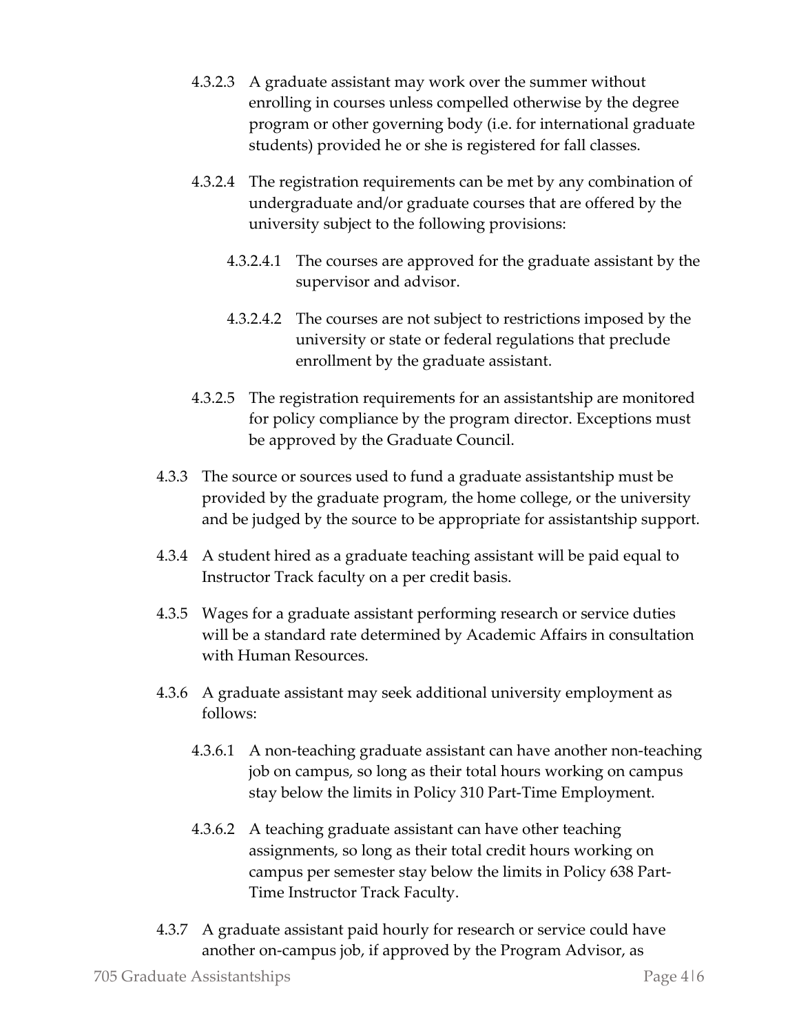4.3.2.3 A graduate assistant may work over the summer without enrolling in courses unless compelled otherwise by the degree program or other governing body (i.e. for international graduate students) provided he or she is registered for fall classes.

4.3.2.4 The registration requirements can be met by any combination of undergraduate and/or graduate courses that are offered by the university subject to the following provisions:

4.3.2.4.1 The courses are approved for the graduate assistant by the supervisor and advisor.

4.3.2.4.2 The courses are not subject to restrictions imposed by the university or state or federal regulations that preclude enrollment by the graduate assistant.

4.3.2.5 The registration requirements for an assistantship are monitored for policy compliance by the program director. Exceptions must be approved by the Graduate Council.

4.3.3 The source or sources used to fund a graduate assistantship must be provided by the graduate program, the home college, or the university and be judged by the source to be appropriate for assistantship support.

4.3.4 A student hired as a graduate teaching assistant will be paid equal to Instructor Track faculty on a per credit basis.

4.3.5 Wages for a graduate assistant performing research or service duties will be a standard rate determined by Academic Affairs in consultation with Human Resources.

4.3.6 A graduate assistant may seek additional university employment as follows:

4.3.6.1 A non-teaching graduate assistant can have another non-teaching job on campus, so long as their total hours working on campus stay below the limits in Policy 310 Part-Time Employment.

4.3.6.2 A teaching graduate assistant can have other teaching assignments, so long as their total credit hours working on campus per semester stay below the limits in Policy 638 Part-Time Instructor Track Faculty.

4.3.7 A graduate assistant paid hourly for research or service could have another on-campus job, if approved by the Program Advisor, as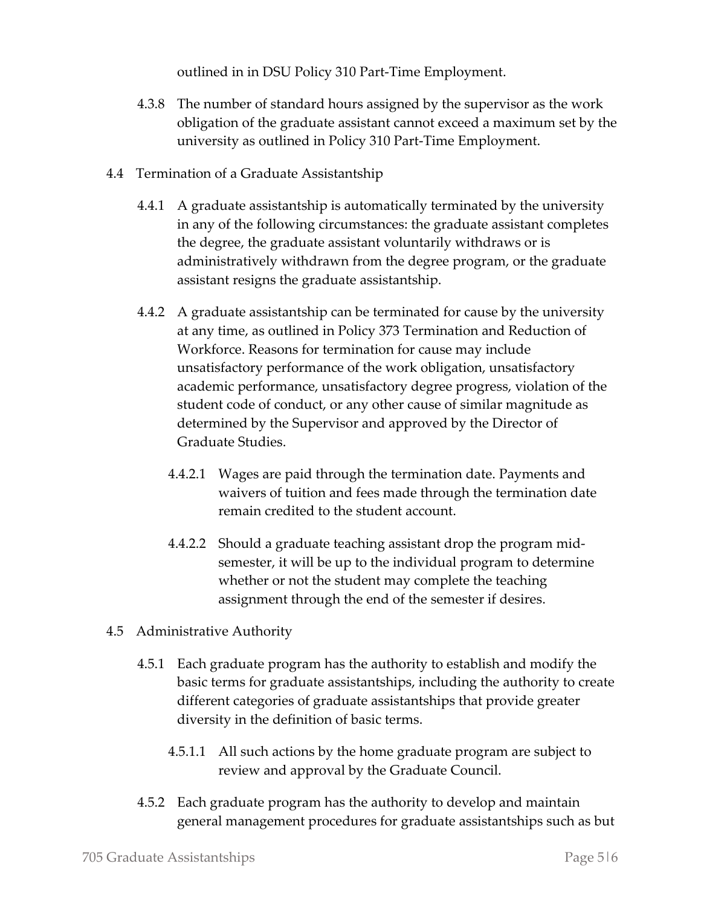outlined in in DSU Policy 310 Part-Time Employment.

4.3.8 The number of standard hours assigned by the supervisor as the work obligation of the graduate assistant cannot exceed a maximum set by the university as outlined in Policy 310 Part-Time Employment.

4.4 Termination of a Graduate Assistantship

4.4.1 A graduate assistantship is automatically terminated by the university in any of the following circumstances: the graduate assistant completes the degree, the graduate assistant voluntarily withdraws or is administratively withdrawn from the degree program, or the graduate assistant resigns the graduate assistantship.

4.4.2 A graduate assistantship can be terminated for cause by the university at any time, as outlined in Policy 373 Termination and Reduction of Workforce. Reasons for termination for cause may include unsatisfactory performance of the work obligation, unsatisfactory academic performance, unsatisfactory degree progress, violation of the student code of conduct, or any other cause of similar magnitude as determined by the Supervisor and approved by the Director of Graduate Studies.

4.4.2.1 Wages are paid through the termination date. Payments and waivers of tuition and fees made through the termination date remain credited to the student account.

4.4.2.2 Should a graduate teaching assistant drop the program mid-semester, it will be up to the individual program to determine whether or not the student may complete the teaching assignment through the end of the semester if desires.

4.5 Administrative Authority

4.5.1 Each graduate program has the authority to establish and modify the basic terms for graduate assistantships, including the authority to create different categories of graduate assistantships that provide greater diversity in the definition of basic terms.

4.5.1.1 All such actions by the home graduate program are subject to review and approval by the Graduate Council.

4.5.2 Each graduate program has the authority to develop and maintain general management procedures for graduate assistantships such as but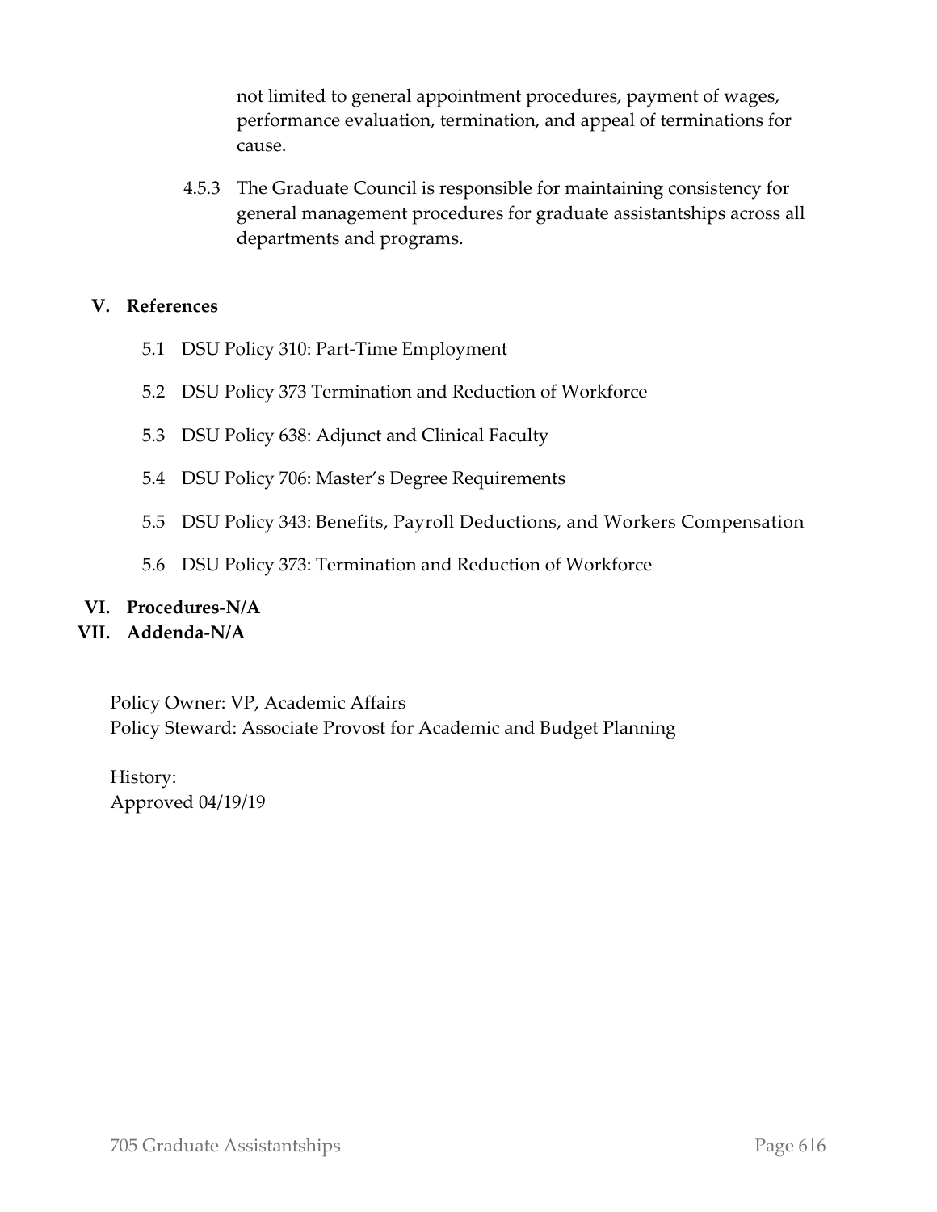not limited to general appointment procedures, payment of wages, performance evaluation, termination, and appeal of terminations for cause.

4.5.3 The Graduate Council is responsible for maintaining consistency for general management procedures for graduate assistantships across all departments and programs.

## V. References

5.1 DSU Policy 310: Part-Time Employment

5.2 DSU Policy 373 Termination and Reduction of Workforce

5.3 DSU Policy 638: Adjunct and Clinical Faculty

5.4 DSU Policy 706: Master's Degree Requirements

5.5 DSU Policy 343: Benefits, Payroll Deductions, and Workers Compensation

5.6 DSU Policy 373: Termination and Reduction of Workforce

## VI. Procedures-N/A

## VII. Addenda-N/A

---

Policy Owner: VP, Academic Affairs
Policy Steward: Associate Provost for Academic and Budget Planning

History:
Approved 04/19/19